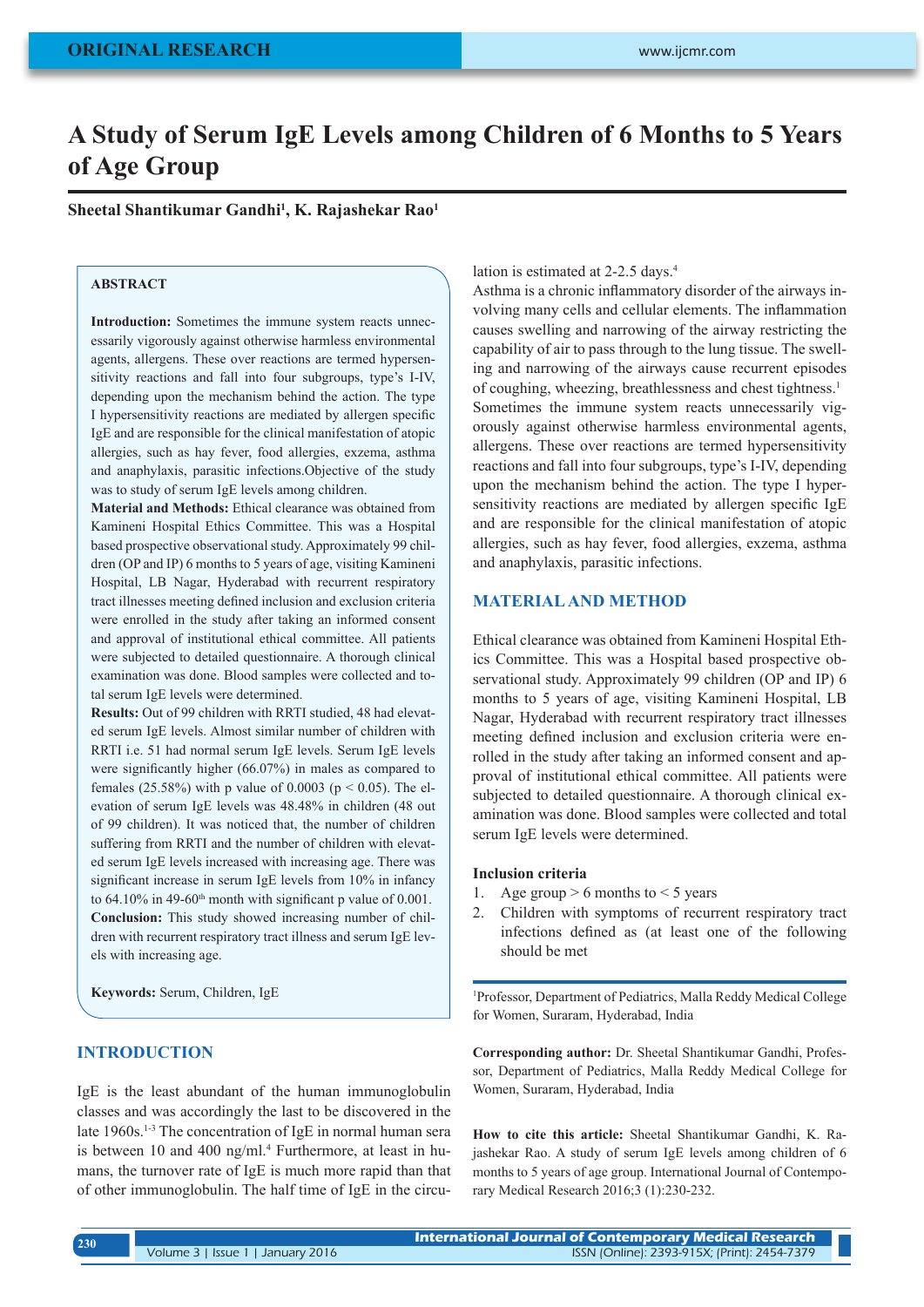ORIGINAL RESEARCH

# A Study of Serum IgE Levels among Children of 6 Months to 5 Years of Age Group

**Sheetal Shantikumar Gandhi[1], K. Rajashekar Rao[1]**

## ABSTRACT

**Introduction:** Sometimes the immune system reacts unnecessarily vigorously against otherwise harmless environmental agents, allergens. These over reactions are termed hypersensitivity reactions and fall into four subgroups, type's I-IV, depending upon the mechanism behind the action. The type I hypersensitivity reactions are mediated by allergen specific IgE and are responsible for the clinical manifestation of atopic allergies, such as hay fever, food allergies, exzema, asthma and anaphylaxis, parasitic infections.Objective of the study was to study of serum IgE levels among children.

**Material and Methods:** Ethical clearance was obtained from Kamineni Hospital Ethics Committee. This was a Hospital based prospective observational study. Approximately 99 children (OP and IP) 6 months to 5 years of age, visiting Kamineni Hospital, LB Nagar, Hyderabad with recurrent respiratory tract illnesses meeting defined inclusion and exclusion criteria were enrolled in the study after taking an informed consent and approval of institutional ethical committee. All patients were subjected to detailed questionnaire. A thorough clinical examination was done. Blood samples were collected and total serum IgE levels were determined.

**Results:** Out of 99 children with RRTI studied, 48 had elevated serum IgE levels. Almost similar number of children with RRTI i.e. 51 had normal serum IgE levels. Serum IgE levels were significantly higher (66.07%) in males as compared to females (25.58%) with p value of 0.0003 ($p < 0.05$). The elevation of serum IgE levels was 48.48% in children (48 out of 99 children). It was noticed that, the number of children suffering from RRTI and the number of children with elevated serum IgE levels increased with increasing age. There was significant increase in serum IgE levels from 10% in infancy to 64.10% in 49-60th month with significant p value of 0.001.

**Conclusion:** This study showed increasing number of children with recurrent respiratory tract illness and serum IgE levels with increasing age.

**Keywords:** Serum, Children, IgE

## INTRODUCTION

IgE is the least abundant of the human immunoglobulin classes and was accordingly the last to be discovered in the late 1960s.[1-3] The concentration of IgE in normal human sera is between 10 and 400 ng/ml.[4] Furthermore, at least in humans, the turnover rate of IgE is much more rapid than that of other immunoglobulin. The half time of IgE in the circulation is estimated at 2-2.5 days.[4]

Asthma is a chronic inflammatory disorder of the airways involving many cells and cellular elements. The inflammation causes swelling and narrowing of the airway restricting the capability of air to pass through to the lung tissue. The swelling and narrowing of the airways cause recurrent episodes of coughing, wheezing, breathlessness and chest tightness.[1]

Sometimes the immune system reacts unnecessarily vigorously against otherwise harmless environmental agents, allergens. These over reactions are termed hypersensitivity reactions and fall into four subgroups, type's I-IV, depending upon the mechanism behind the action. The type I hypersensitivity reactions are mediated by allergen specific IgE and are responsible for the clinical manifestation of atopic allergies, such as hay fever, food allergies, exzema, asthma and anaphylaxis, parasitic infections.

## MATERIAL AND METHOD

Ethical clearance was obtained from Kamineni Hospital Ethics Committee. This was a Hospital based prospective observational study. Approximately 99 children (OP and IP) 6 months to 5 years of age, visiting Kamineni Hospital, LB Nagar, Hyderabad with recurrent respiratory tract illnesses meeting defined inclusion and exclusion criteria were enrolled in the study after taking an informed consent and approval of institutional ethical committee. All patients were subjected to detailed questionnaire. A thorough clinical examination was done. Blood samples were collected and total serum IgE levels were determined.

### Inclusion criteria

1. Age group > 6 months to < 5 years
2. Children with symptoms of recurrent respiratory tract infections defined as (at least one of the following should be met

[1]Professor, Department of Pediatrics, Malla Reddy Medical College for Women, Suraram, Hyderabad, India

**Corresponding author:** Dr. Sheetal Shantikumar Gandhi, Professor, Department of Pediatrics, Malla Reddy Medical College for Women, Suraram, Hyderabad, India

**How to cite this article:** Sheetal Shantikumar Gandhi, K. Rajashekar Rao. A study of serum IgE levels among children of 6 months to 5 years of age group. International Journal of Contemporary Medical Research 2016;3 (1):230-232.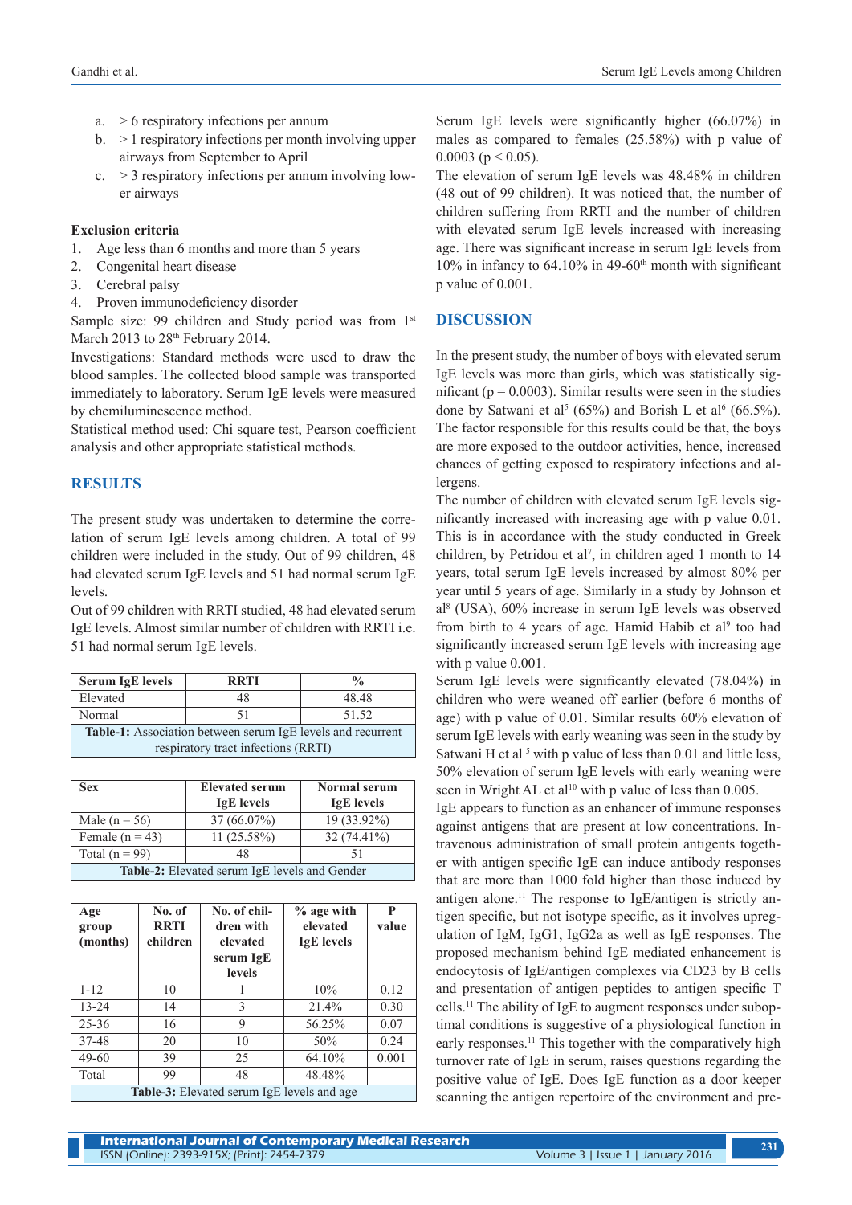a. > 6 respiratory infections per annum
b. > 1 respiratory infections per month involving upper airways from September to April
c. > 3 respiratory infections per annum involving lower airways

**Exclusion criteria**

1. Age less than 6 months and more than 5 years
2. Congenital heart disease
3. Cerebral palsy
4. Proven immunodeficiency disorder

Sample size: 99 children and Study period was from 1st March 2013 to 28th February 2014.

Investigations: Standard methods were used to draw the blood samples. The collected blood sample was transported immediately to laboratory. Serum IgE levels were measured by chemiluminescence method.

Statistical method used: Chi square test, Pearson coefficient analysis and other appropriate statistical methods.

## RESULTS

The present study was undertaken to determine the correlation of serum IgE levels among children. A total of 99 children were included in the study. Out of 99 children, 48 had elevated serum IgE levels and 51 had normal serum IgE levels.

Out of 99 children with RRTI studied, 48 had elevated serum IgE levels. Almost similar number of children with RRTI i.e. 51 had normal serum IgE levels.

| Serum IgE levels | RRTI | % |
|---|---|---|
| Elevated | 48 | 48.48 |
| Normal | 51 | 51.52 |

**Table-1:** Association between serum IgE levels and recurrent respiratory tract infections (RRTI)

| Sex | Elevated serum IgE levels | Normal serum IgE levels |
|---|---|---|
| Male (n = 56) | 37 (66.07%) | 19 (33.92%) |
| Female (n = 43) | 11 (25.58%) | 32 (74.41%) |
| Total (n = 99) | 48 | 51 |

**Table-2:** Elevated serum IgE levels and Gender

| Age group (months) | No. of RRTI children | No. of children with elevated serum IgE levels | % age with elevated IgE levels | P value |
|---|---|---|---|---|
| 1-12 | 10 | 1 | 10% | 0.12 |
| 13-24 | 14 | 3 | 21.4% | 0.30 |
| 25-36 | 16 | 9 | 56.25% | 0.07 |
| 37-48 | 20 | 10 | 50% | 0.24 |
| 49-60 | 39 | 25 | 64.10% | 0.001 |
| Total | 99 | 48 | 48.48% | |

**Table-3:** Elevated serum IgE levels and age

Serum IgE levels were significantly higher (66.07%) in males as compared to females (25.58%) with p value of 0.0003 ($p < 0.05$).

The elevation of serum IgE levels was 48.48% in children (48 out of 99 children). It was noticed that, the number of children suffering from RRTI and the number of children with elevated serum IgE levels increased with increasing age. There was significant increase in serum IgE levels from 10% in infancy to 64.10% in 49-60th month with significant p value of 0.001.

## DISCUSSION

In the present study, the number of boys with elevated serum IgE levels was more than girls, which was statistically significant ($p = 0.0003$). Similar results were seen in the studies done by Satwani et al[5] (65%) and Borish L et al[6] (66.5%). The factor responsible for this results could be that, the boys are more exposed to the outdoor activities, hence, increased chances of getting exposed to respiratory infections and allergens.

The number of children with elevated serum IgE levels significantly increased with increasing age with p value 0.01. This is in accordance with the study conducted in Greek children, by Petridou et al[7], in children aged 1 month to 14 years, total serum IgE levels increased by almost 80% per year until 5 years of age. Similarly in a study by Johnson et al[8] (USA), 60% increase in serum IgE levels was observed from birth to 4 years of age. Hamid Habib et al[9] too had significantly increased serum IgE levels with increasing age with p value 0.001.

Serum IgE levels were significantly elevated (78.04%) in children who were weaned off earlier (before 6 months of age) with p value of 0.01. Similar results 60% elevation of serum IgE levels with early weaning was seen in the study by Satwani H et al [5] with p value of less than 0.01 and little less, 50% elevation of serum IgE levels with early weaning were seen in Wright AL et al[10] with p value of less than 0.005.

IgE appears to function as an enhancer of immune responses against antigens that are present at low concentrations. Intravenous administration of small protein antigens together with antigen specific IgE can induce antibody responses that are more than 1000 fold higher than those induced by antigen alone.[11] The response to IgE/antigen is strictly antigen specific, but not isotype specific, as it involves upregulation of IgM, IgG1, IgG2a as well as IgE responses. The proposed mechanism behind IgE mediated enhancement is endocytosis of IgE/antigen complexes via CD23 by B cells and presentation of antigen peptides to antigen specific T cells.[11] The ability of IgE to augment responses under suboptimal conditions is suggestive of a physiological function in early responses.[11] This together with the comparatively high turnover rate of IgE in serum, raises questions regarding the positive value of IgE. Does IgE function as a door keeper scanning the antigen repertoire of the environment and pre-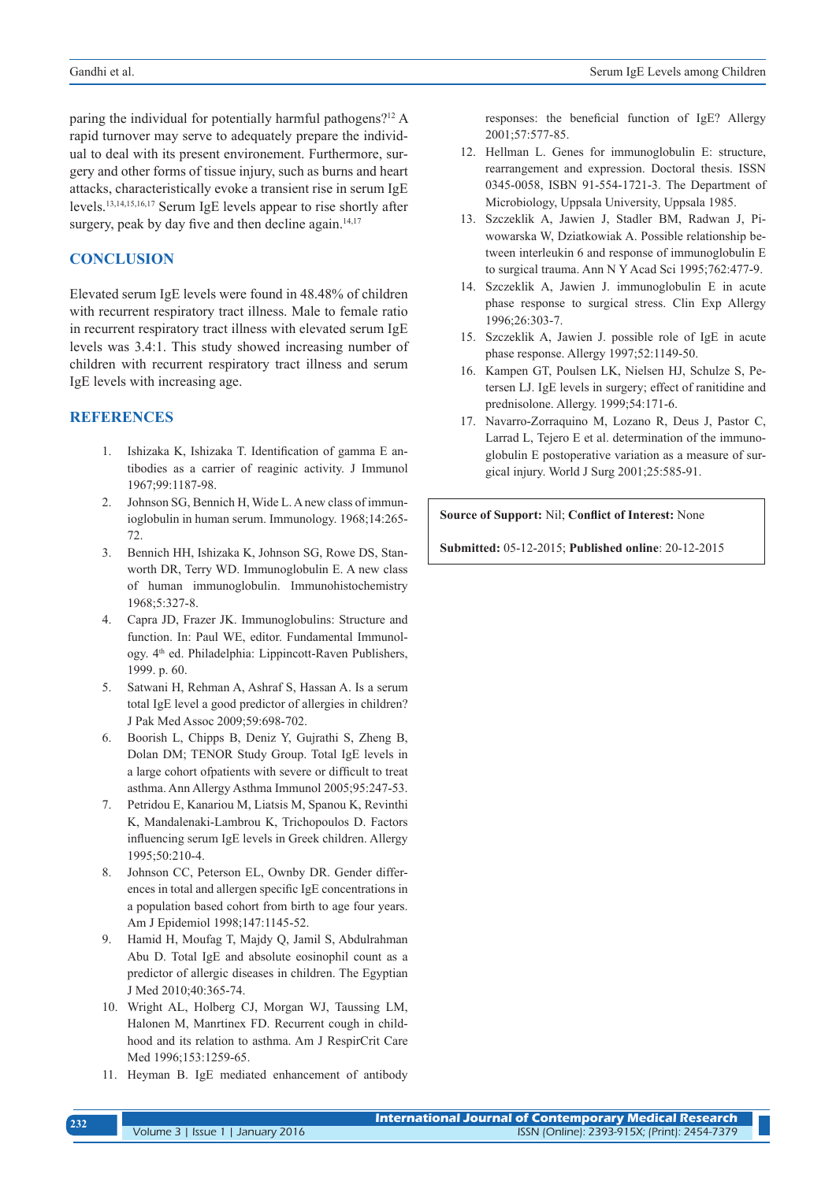paring the individual for potentially harmful pathogens?[12] A rapid turnover may serve to adequately prepare the individual to deal with its present environement. Furthermore, surgery and other forms of tissue injury, such as burns and heart attacks, characteristically evoke a transient rise in serum IgE levels.[13,14,15,16,17] Serum IgE levels appear to rise shortly after surgery, peak by day five and then decline again.[14,17]

## CONCLUSION

Elevated serum IgE levels were found in 48.48% of children with recurrent respiratory tract illness. Male to female ratio in recurrent respiratory tract illness with elevated serum IgE levels was 3.4:1. This study showed increasing number of children with recurrent respiratory tract illness and serum IgE levels with increasing age.

## REFERENCES

1. Ishizaka K, Ishizaka T. Identification of gamma E antibodies as a carrier of reaginic activity. J Immunol 1967;99:1187-98.
2. Johnson SG, Bennich H, Wide L. A new class of immunioglobulin in human serum. Immunology. 1968;14:265-72.
3. Bennich HH, Ishizaka K, Johnson SG, Rowe DS, Stanworth DR, Terry WD. Immunoglobulin E. A new class of human immunoglobulin. Immunohistochemistry 1968;5:327-8.
4. Capra JD, Frazer JK. Immunoglobulins: Structure and function. In: Paul WE, editor. Fundamental Immunology. 4th ed. Philadelphia: Lippincott-Raven Publishers, 1999. p. 60.
5. Satwani H, Rehman A, Ashraf S, Hassan A. Is a serum total IgE level a good predictor of allergies in children? J Pak Med Assoc 2009;59:698-702.
6. Boorish L, Chipps B, Deniz Y, Gujrathi S, Zheng B, Dolan DM; TENOR Study Group. Total IgE levels in a large cohort ofpatients with severe or difficult to treat asthma. Ann Allergy Asthma Immunol 2005;95:247-53.
7. Petridou E, Kanariou M, Liatsis M, Spanou K, Revinthi K, Mandalenaki-Lambrou K, Trichopoulos D. Factors influencing serum IgE levels in Greek children. Allergy 1995;50:210-4.
8. Johnson CC, Peterson EL, Ownby DR. Gender differences in total and allergen specific IgE concentrations in a population based cohort from birth to age four years. Am J Epidemiol 1998;147:1145-52.
9. Hamid H, Moufag T, Majdy Q, Jamil S, Abdulrahman Abu D. Total IgE and absolute eosinophil count as a predictor of allergic diseases in children. The Egyptian J Med 2010;40:365-74.
10. Wright AL, Holberg CJ, Morgan WJ, Taussing LM, Halonen M, Manrtinex FD. Recurrent cough in childhood and its relation to asthma. Am J RespirCrit Care Med 1996;153:1259-65.
11. Heyman B. IgE mediated enhancement of antibody responses: the beneficial function of IgE? Allergy 2001;57:577-85.
12. Hellman L. Genes for immunoglobulin E: structure, rearrangement and expression. Doctoral thesis. ISSN 0345-0058, ISBN 91-554-1721-3. The Department of Microbiology, Uppsala University, Uppsala 1985.
13. Szczeklik A, Jawien J, Stadler BM, Radwan J, Piwowarska W, Dziatkowiak A. Possible relationship between interleukin 6 and response of immunoglobulin E to surgical trauma. Ann N Y Acad Sci 1995;762:477-9.
14. Szczeklik A, Jawien J. immunoglobulin E in acute phase response to surgical stress. Clin Exp Allergy 1996;26:303-7.
15. Szczeklik A, Jawien J. possible role of IgE in acute phase response. Allergy 1997;52:1149-50.
16. Kampen GT, Poulsen LK, Nielsen HJ, Schulze S, Petersen LJ. IgE levels in surgery; effect of ranitidine and prednisolone. Allergy. 1999;54:171-6.
17. Navarro-Zorraquino M, Lozano R, Deus J, Pastor C, Larrad L, Tejero E et al. determination of the immunoglobulin E postoperative variation as a measure of surgical injury. World J Surg 2001;25:585-91.

**Source of Support:** Nil; **Conflict of Interest:** None

**Submitted:** 05-12-2015; **Published online**: 20-12-2015